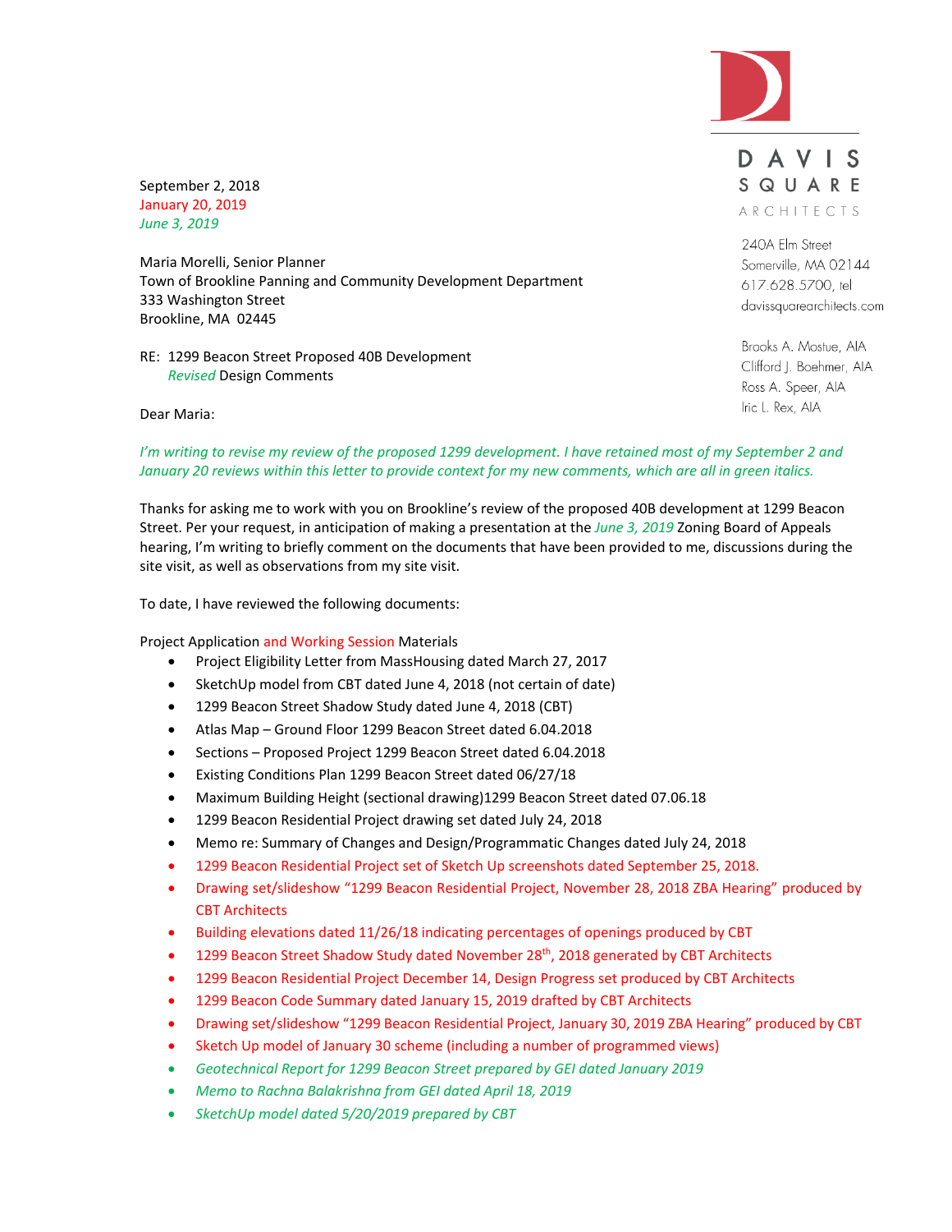DAVIS SQUARE ARCHITECTS

240A Elm Street
Somerville, MA 02144
617.628.5700, tel
davissquarearchitects.com

Brooks A. Mostue, AIA
Clifford J. Boehmer, AIA
Ross A. Speer, AIA
Iric L. Rex, AIA

September 2, 2018
January 20, 2019
*June 3, 2019*

Maria Morelli, Senior Planner
Town of Brookline Panning and Community Development Department
333 Washington Street
Brookline, MA 02445

RE: 1299 Beacon Street Proposed 40B Development
*Revised* Design Comments

Dear Maria:

*I'm writing to revise my review of the proposed 1299 development. I have retained most of my September 2 and January 20 reviews within this letter to provide context for my new comments, which are all in green italics.*

Thanks for asking me to work with you on Brookline's review of the proposed 40B development at 1299 Beacon Street. Per your request, in anticipation of making a presentation at the *June 3, 2019* Zoning Board of Appeals hearing, I'm writing to briefly comment on the documents that have been provided to me, discussions during the site visit, as well as observations from my site visit.

To date, I have reviewed the following documents:

Project Application and Working Session Materials

- Project Eligibility Letter from MassHousing dated March 27, 2017
- SketchUp model from CBT dated June 4, 2018 (not certain of date)
- 1299 Beacon Street Shadow Study dated June 4, 2018 (CBT)
- Atlas Map – Ground Floor 1299 Beacon Street dated 6.04.2018
- Sections – Proposed Project 1299 Beacon Street dated 6.04.2018
- Existing Conditions Plan 1299 Beacon Street dated 06/27/18
- Maximum Building Height (sectional drawing)1299 Beacon Street dated 07.06.18
- 1299 Beacon Residential Project drawing set dated July 24, 2018
- Memo re: Summary of Changes and Design/Programmatic Changes dated July 24, 2018
- 1299 Beacon Residential Project set of Sketch Up screenshots dated September 25, 2018.
- Drawing set/slideshow "1299 Beacon Residential Project, November 28, 2018 ZBA Hearing" produced by CBT Architects
- Building elevations dated 11/26/18 indicating percentages of openings produced by CBT
- 1299 Beacon Street Shadow Study dated November 28th, 2018 generated by CBT Architects
- 1299 Beacon Residential Project December 14, Design Progress set produced by CBT Architects
- 1299 Beacon Code Summary dated January 15, 2019 drafted by CBT Architects
- Drawing set/slideshow "1299 Beacon Residential Project, January 30, 2019 ZBA Hearing" produced by CBT
- Sketch Up model of January 30 scheme (including a number of programmed views)
- *Geotechnical Report for 1299 Beacon Street prepared by GEI dated January 2019*
- *Memo to Rachna Balakrishna from GEI dated April 18, 2019*
- *SketchUp model dated 5/20/2019 prepared by CBT*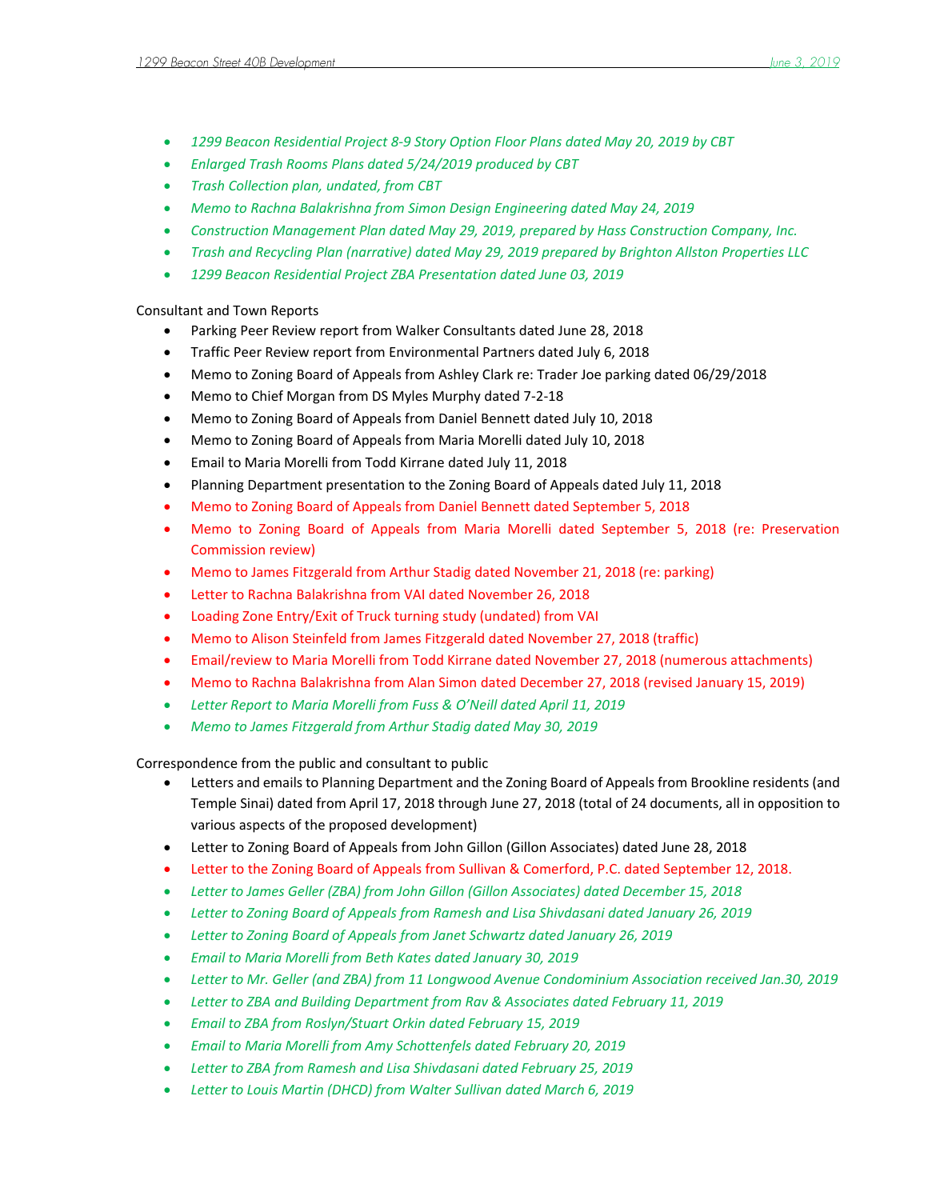- *1299 Beacon Residential Project 8-9 Story Option Floor Plans dated May 20, 2019 by CBT*
- *Enlarged Trash Rooms Plans dated 5/24/2019 produced by CBT*
- *Trash Collection plan, undated, from CBT*
- *Memo to Rachna Balakrishna from Simon Design Engineering dated May 24, 2019*
- *Construction Management Plan dated May 29, 2019, prepared by Hass Construction Company, Inc.*
- *Trash and Recycling Plan (narrative) dated May 29, 2019 prepared by Brighton Allston Properties LLC*
- *1299 Beacon Residential Project ZBA Presentation dated June 03, 2019*

Consultant and Town Reports

- Parking Peer Review report from Walker Consultants dated June 28, 2018
- Traffic Peer Review report from Environmental Partners dated July 6, 2018
- Memo to Zoning Board of Appeals from Ashley Clark re: Trader Joe parking dated 06/29/2018
- Memo to Chief Morgan from DS Myles Murphy dated 7-2-18
- Memo to Zoning Board of Appeals from Daniel Bennett dated July 10, 2018
- Memo to Zoning Board of Appeals from Maria Morelli dated July 10, 2018
- Email to Maria Morelli from Todd Kirrane dated July 11, 2018
- Planning Department presentation to the Zoning Board of Appeals dated July 11, 2018
- Memo to Zoning Board of Appeals from Daniel Bennett dated September 5, 2018
- Memo to Zoning Board of Appeals from Maria Morelli dated September 5, 2018 (re: Preservation Commission review)
- Memo to James Fitzgerald from Arthur Stadig dated November 21, 2018 (re: parking)
- Letter to Rachna Balakrishna from VAI dated November 26, 2018
- Loading Zone Entry/Exit of Truck turning study (undated) from VAI
- Memo to Alison Steinfeld from James Fitzgerald dated November 27, 2018 (traffic)
- Email/review to Maria Morelli from Todd Kirrane dated November 27, 2018 (numerous attachments)
- Memo to Rachna Balakrishna from Alan Simon dated December 27, 2018 (revised January 15, 2019)
- *Letter Report to Maria Morelli from Fuss & O'Neill dated April 11, 2019*
- *Memo to James Fitzgerald from Arthur Stadig dated May 30, 2019*

Correspondence from the public and consultant to public

- Letters and emails to Planning Department and the Zoning Board of Appeals from Brookline residents (and Temple Sinai) dated from April 17, 2018 through June 27, 2018 (total of 24 documents, all in opposition to various aspects of the proposed development)
- Letter to Zoning Board of Appeals from John Gillon (Gillon Associates) dated June 28, 2018
- Letter to the Zoning Board of Appeals from Sullivan & Comerford, P.C. dated September 12, 2018.
- *Letter to James Geller (ZBA) from John Gillon (Gillon Associates) dated December 15, 2018*
- *Letter to Zoning Board of Appeals from Ramesh and Lisa Shivdasani dated January 26, 2019*
- *Letter to Zoning Board of Appeals from Janet Schwartz dated January 26, 2019*
- *Email to Maria Morelli from Beth Kates dated January 30, 2019*
- *Letter to Mr. Geller (and ZBA) from 11 Longwood Avenue Condominium Association received Jan.30, 2019*
- *Letter to ZBA and Building Department from Rav & Associates dated February 11, 2019*
- *Email to ZBA from Roslyn/Stuart Orkin dated February 15, 2019*
- *Email to Maria Morelli from Amy Schottenfels dated February 20, 2019*
- *Letter to ZBA from Ramesh and Lisa Shivdasani dated February 25, 2019*
- *Letter to Louis Martin (DHCD) from Walter Sullivan dated March 6, 2019*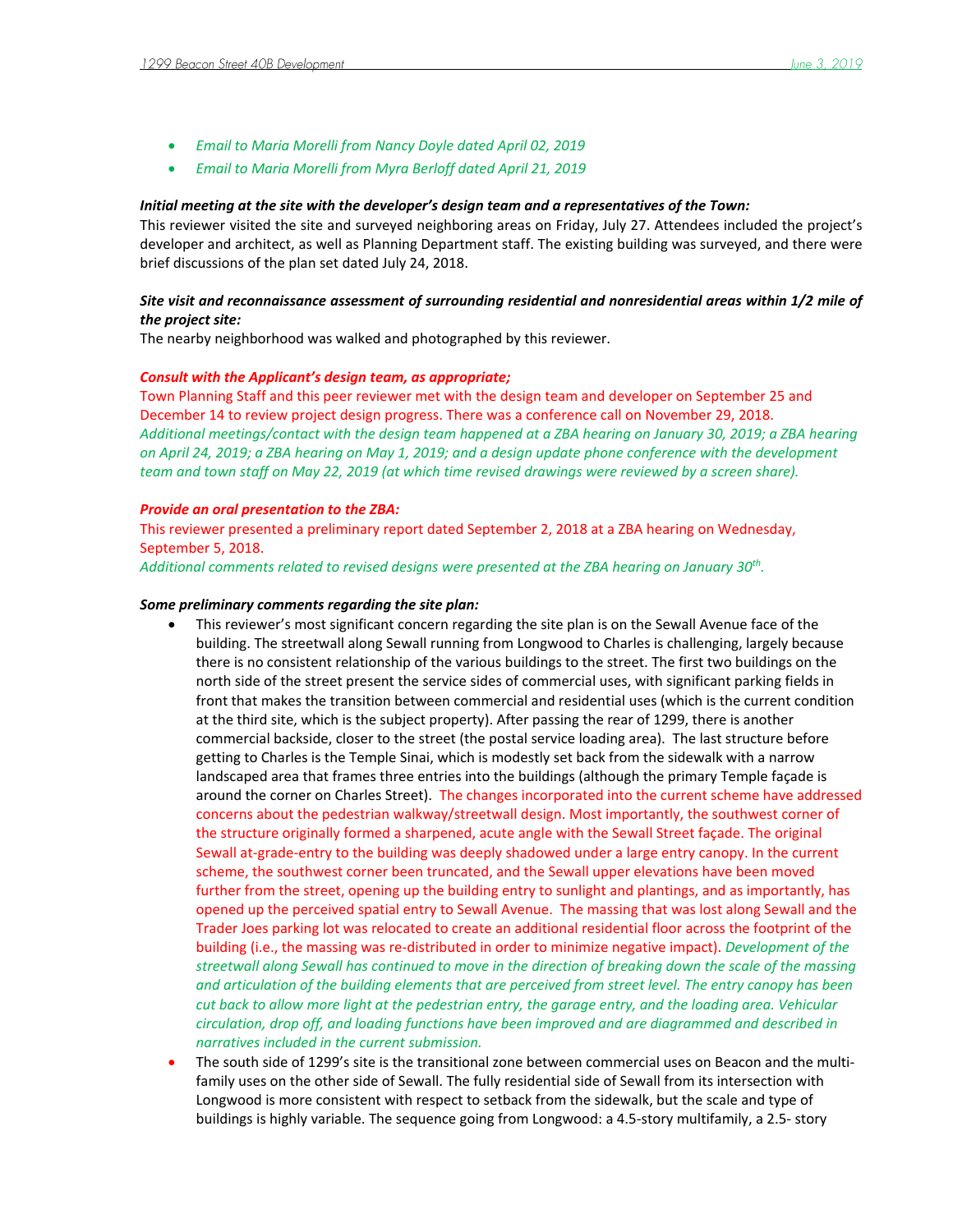- *Email to Maria Morelli from Nancy Doyle dated April 02, 2019*
- *Email to Maria Morelli from Myra Berloff dated April 21, 2019*

***Initial meeting at the site with the developer's design team and a representatives of the Town:***
This reviewer visited the site and surveyed neighboring areas on Friday, July 27. Attendees included the project's developer and architect, as well as Planning Department staff. The existing building was surveyed, and there were brief discussions of the plan set dated July 24, 2018.

***Site visit and reconnaissance assessment of surrounding residential and nonresidential areas within 1/2 mile of the project site:***
The nearby neighborhood was walked and photographed by this reviewer.

***Consult with the Applicant's design team, as appropriate;***
Town Planning Staff and this peer reviewer met with the design team and developer on September 25 and December 14 to review project design progress. There was a conference call on November 29, 2018.
*Additional meetings/contact with the design team happened at a ZBA hearing on January 30, 2019; a ZBA hearing on April 24, 2019; a ZBA hearing on May 1, 2019; and a design update phone conference with the development team and town staff on May 22, 2019 (at which time revised drawings were reviewed by a screen share).*

***Provide an oral presentation to the ZBA:***
This reviewer presented a preliminary report dated September 2, 2018 at a ZBA hearing on Wednesday, September 5, 2018.
*Additional comments related to revised designs were presented at the ZBA hearing on January 30th.*

***Some preliminary comments regarding the site plan:***

- This reviewer's most significant concern regarding the site plan is on the Sewall Avenue face of the building. The streetwall along Sewall running from Longwood to Charles is challenging, largely because there is no consistent relationship of the various buildings to the street. The first two buildings on the north side of the street present the service sides of commercial uses, with significant parking fields in front that makes the transition between commercial and residential uses (which is the current condition at the third site, which is the subject property). After passing the rear of 1299, there is another commercial backside, closer to the street (the postal service loading area). The last structure before getting to Charles is the Temple Sinai, which is modestly set back from the sidewalk with a narrow landscaped area that frames three entries into the buildings (although the primary Temple façade is around the corner on Charles Street). The changes incorporated into the current scheme have addressed concerns about the pedestrian walkway/streetwall design. Most importantly, the southwest corner of the structure originally formed a sharpened, acute angle with the Sewall Street façade. The original Sewall at-grade-entry to the building was deeply shadowed under a large entry canopy. In the current scheme, the southwest corner been truncated, and the Sewall upper elevations have been moved further from the street, opening up the building entry to sunlight and plantings, and as importantly, has opened up the perceived spatial entry to Sewall Avenue. The massing that was lost along Sewall and the Trader Joes parking lot was relocated to create an additional residential floor across the footprint of the building (i.e., the massing was re-distributed in order to minimize negative impact). *Development of the streetwall along Sewall has continued to move in the direction of breaking down the scale of the massing and articulation of the building elements that are perceived from street level. The entry canopy has been cut back to allow more light at the pedestrian entry, the garage entry, and the loading area. Vehicular circulation, drop off, and loading functions have been improved and are diagrammed and described in narratives included in the current submission.*
- The south side of 1299's site is the transitional zone between commercial uses on Beacon and the multi-family uses on the other side of Sewall. The fully residential side of Sewall from its intersection with Longwood is more consistent with respect to setback from the sidewalk, but the scale and type of buildings is highly variable. The sequence going from Longwood: a 4.5-story multifamily, a 2.5- story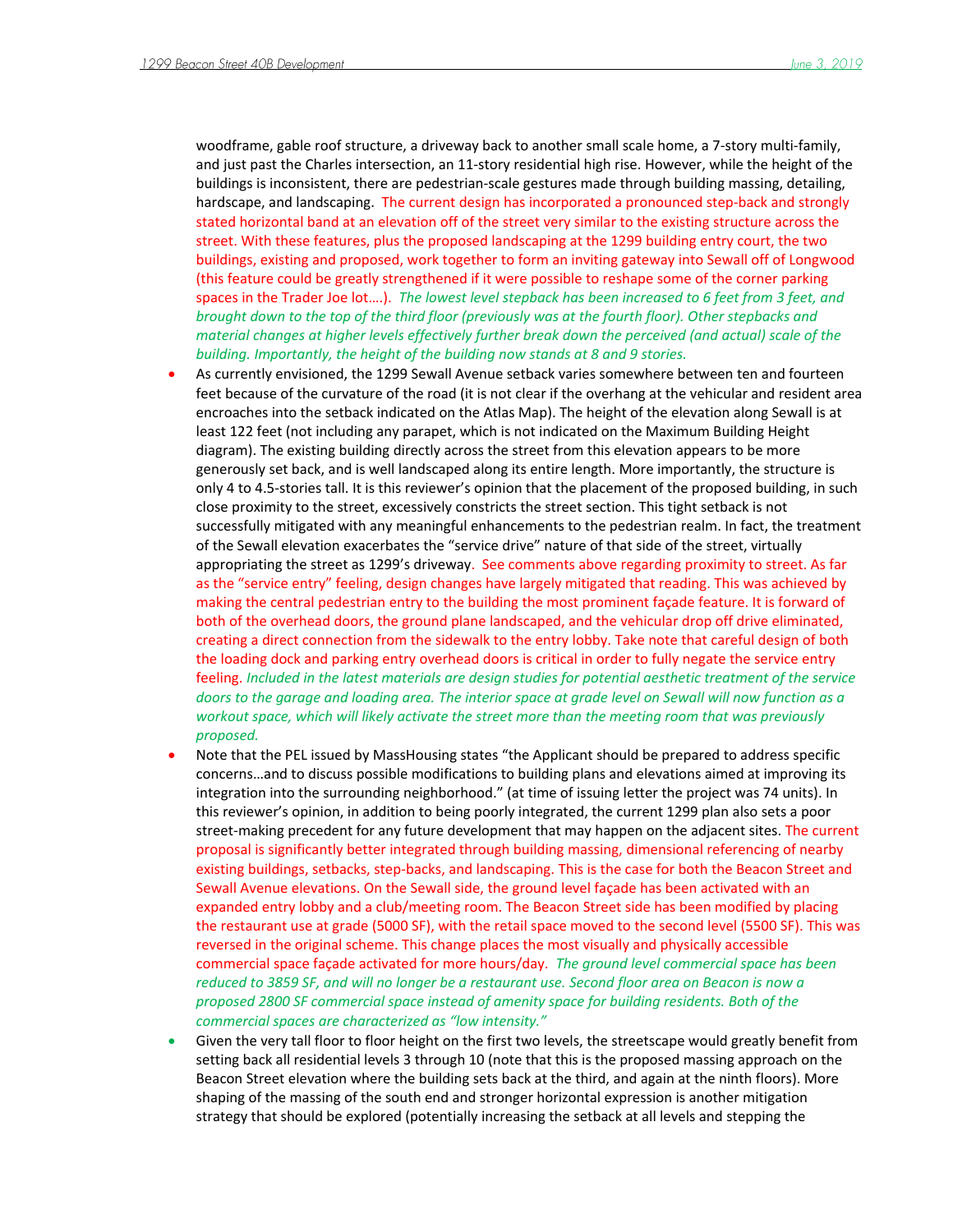woodframe, gable roof structure, a driveway back to another small scale home, a 7-story multi-family, and just past the Charles intersection, an 11-story residential high rise. However, while the height of the buildings is inconsistent, there are pedestrian-scale gestures made through building massing, detailing, hardscape, and landscaping. The current design has incorporated a pronounced step-back and strongly stated horizontal band at an elevation off of the street very similar to the existing structure across the street. With these features, plus the proposed landscaping at the 1299 building entry court, the two buildings, existing and proposed, work together to form an inviting gateway into Sewall off of Longwood (this feature could be greatly strengthened if it were possible to reshape some of the corner parking spaces in the Trader Joe lot….). *The lowest level stepback has been increased to 6 feet from 3 feet, and brought down to the top of the third floor (previously was at the fourth floor). Other stepbacks and material changes at higher levels effectively further break down the perceived (and actual) scale of the building. Importantly, the height of the building now stands at 8 and 9 stories.*

- As currently envisioned, the 1299 Sewall Avenue setback varies somewhere between ten and fourteen feet because of the curvature of the road (it is not clear if the overhang at the vehicular and resident area encroaches into the setback indicated on the Atlas Map). The height of the elevation along Sewall is at least 122 feet (not including any parapet, which is not indicated on the Maximum Building Height diagram). The existing building directly across the street from this elevation appears to be more generously set back, and is well landscaped along its entire length. More importantly, the structure is only 4 to 4.5-stories tall. It is this reviewer's opinion that the placement of the proposed building, in such close proximity to the street, excessively constricts the street section. This tight setback is not successfully mitigated with any meaningful enhancements to the pedestrian realm. In fact, the treatment of the Sewall elevation exacerbates the "service drive" nature of that side of the street, virtually appropriating the street as 1299's driveway. See comments above regarding proximity to street. As far as the "service entry" feeling, design changes have largely mitigated that reading. This was achieved by making the central pedestrian entry to the building the most prominent façade feature. It is forward of both of the overhead doors, the ground plane landscaped, and the vehicular drop off drive eliminated, creating a direct connection from the sidewalk to the entry lobby. Take note that careful design of both the loading dock and parking entry overhead doors is critical in order to fully negate the service entry feeling. *Included in the latest materials are design studies for potential aesthetic treatment of the service doors to the garage and loading area. The interior space at grade level on Sewall will now function as a workout space, which will likely activate the street more than the meeting room that was previously proposed.*
- Note that the PEL issued by MassHousing states "the Applicant should be prepared to address specific concerns…and to discuss possible modifications to building plans and elevations aimed at improving its integration into the surrounding neighborhood." (at time of issuing letter the project was 74 units). In this reviewer's opinion, in addition to being poorly integrated, the current 1299 plan also sets a poor street-making precedent for any future development that may happen on the adjacent sites. The current proposal is significantly better integrated through building massing, dimensional referencing of nearby existing buildings, setbacks, step-backs, and landscaping. This is the case for both the Beacon Street and Sewall Avenue elevations. On the Sewall side, the ground level façade has been activated with an expanded entry lobby and a club/meeting room. The Beacon Street side has been modified by placing the restaurant use at grade (5000 SF), with the retail space moved to the second level (5500 SF). This was reversed in the original scheme. This change places the most visually and physically accessible commercial space façade activated for more hours/day. *The ground level commercial space has been reduced to 3859 SF, and will no longer be a restaurant use. Second floor area on Beacon is now a proposed 2800 SF commercial space instead of amenity space for building residents. Both of the commercial spaces are characterized as "low intensity."*
- Given the very tall floor to floor height on the first two levels, the streetscape would greatly benefit from setting back all residential levels 3 through 10 (note that this is the proposed massing approach on the Beacon Street elevation where the building sets back at the third, and again at the ninth floors). More shaping of the massing of the south end and stronger horizontal expression is another mitigation strategy that should be explored (potentially increasing the setback at all levels and stepping the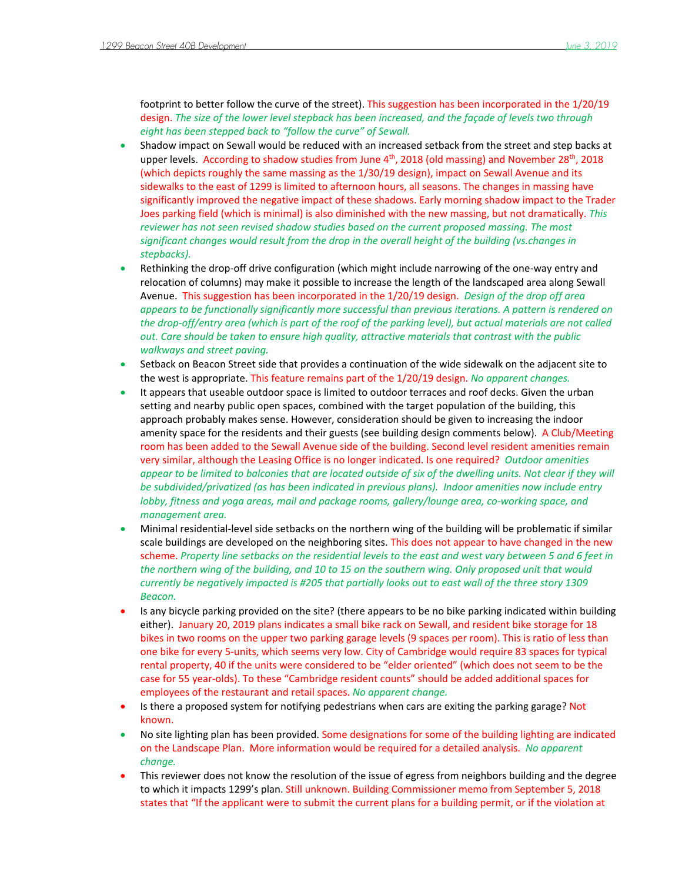footprint to better follow the curve of the street). This suggestion has been incorporated in the 1/20/19 design. *The size of the lower level stepback has been increased, and the façade of levels two through eight has been stepped back to "follow the curve" of Sewall.*

- Shadow impact on Sewall would be reduced with an increased setback from the street and step backs at upper levels. According to shadow studies from June 4th, 2018 (old massing) and November 28th, 2018 (which depicts roughly the same massing as the 1/30/19 design), impact on Sewall Avenue and its sidewalks to the east of 1299 is limited to afternoon hours, all seasons. The changes in massing have significantly improved the negative impact of these shadows. Early morning shadow impact to the Trader Joes parking field (which is minimal) is also diminished with the new massing, but not dramatically. *This reviewer has not seen revised shadow studies based on the current proposed massing. The most significant changes would result from the drop in the overall height of the building (vs.changes in stepbacks).*
- Rethinking the drop-off drive configuration (which might include narrowing of the one-way entry and relocation of columns) may make it possible to increase the length of the landscaped area along Sewall Avenue. This suggestion has been incorporated in the 1/20/19 design. *Design of the drop off area appears to be functionally significantly more successful than previous iterations. A pattern is rendered on the drop-off/entry area (which is part of the roof of the parking level), but actual materials are not called out. Care should be taken to ensure high quality, attractive materials that contrast with the public walkways and street paving.*
- Setback on Beacon Street side that provides a continuation of the wide sidewalk on the adjacent site to the west is appropriate. This feature remains part of the 1/20/19 design. *No apparent changes.*
- It appears that useable outdoor space is limited to outdoor terraces and roof decks. Given the urban setting and nearby public open spaces, combined with the target population of the building, this approach probably makes sense. However, consideration should be given to increasing the indoor amenity space for the residents and their guests (see building design comments below). A Club/Meeting room has been added to the Sewall Avenue side of the building. Second level resident amenities remain very similar, although the Leasing Office is no longer indicated. Is one required? *Outdoor amenities appear to be limited to balconies that are located outside of six of the dwelling units. Not clear if they will be subdivided/privatized (as has been indicated in previous plans). Indoor amenities now include entry lobby, fitness and yoga areas, mail and package rooms, gallery/lounge area, co-working space, and management area.*
- Minimal residential-level side setbacks on the northern wing of the building will be problematic if similar scale buildings are developed on the neighboring sites. This does not appear to have changed in the new scheme. *Property line setbacks on the residential levels to the east and west vary between 5 and 6 feet in the northern wing of the building, and 10 to 15 on the southern wing. Only proposed unit that would currently be negatively impacted is #205 that partially looks out to east wall of the three story 1309 Beacon.*
- Is any bicycle parking provided on the site? (there appears to be no bike parking indicated within building either). January 20, 2019 plans indicates a small bike rack on Sewall, and resident bike storage for 18 bikes in two rooms on the upper two parking garage levels (9 spaces per room). This is ratio of less than one bike for every 5-units, which seems very low. City of Cambridge would require 83 spaces for typical rental property, 40 if the units were considered to be "elder oriented" (which does not seem to be the case for 55 year-olds). To these "Cambridge resident counts" should be added additional spaces for employees of the restaurant and retail spaces. *No apparent change.*
- Is there a proposed system for notifying pedestrians when cars are exiting the parking garage? Not known.
- No site lighting plan has been provided. Some designations for some of the building lighting are indicated on the Landscape Plan. More information would be required for a detailed analysis. *No apparent change.*
- This reviewer does not know the resolution of the issue of egress from neighbors building and the degree to which it impacts 1299's plan. Still unknown. Building Commissioner memo from September 5, 2018 states that "If the applicant were to submit the current plans for a building permit, or if the violation at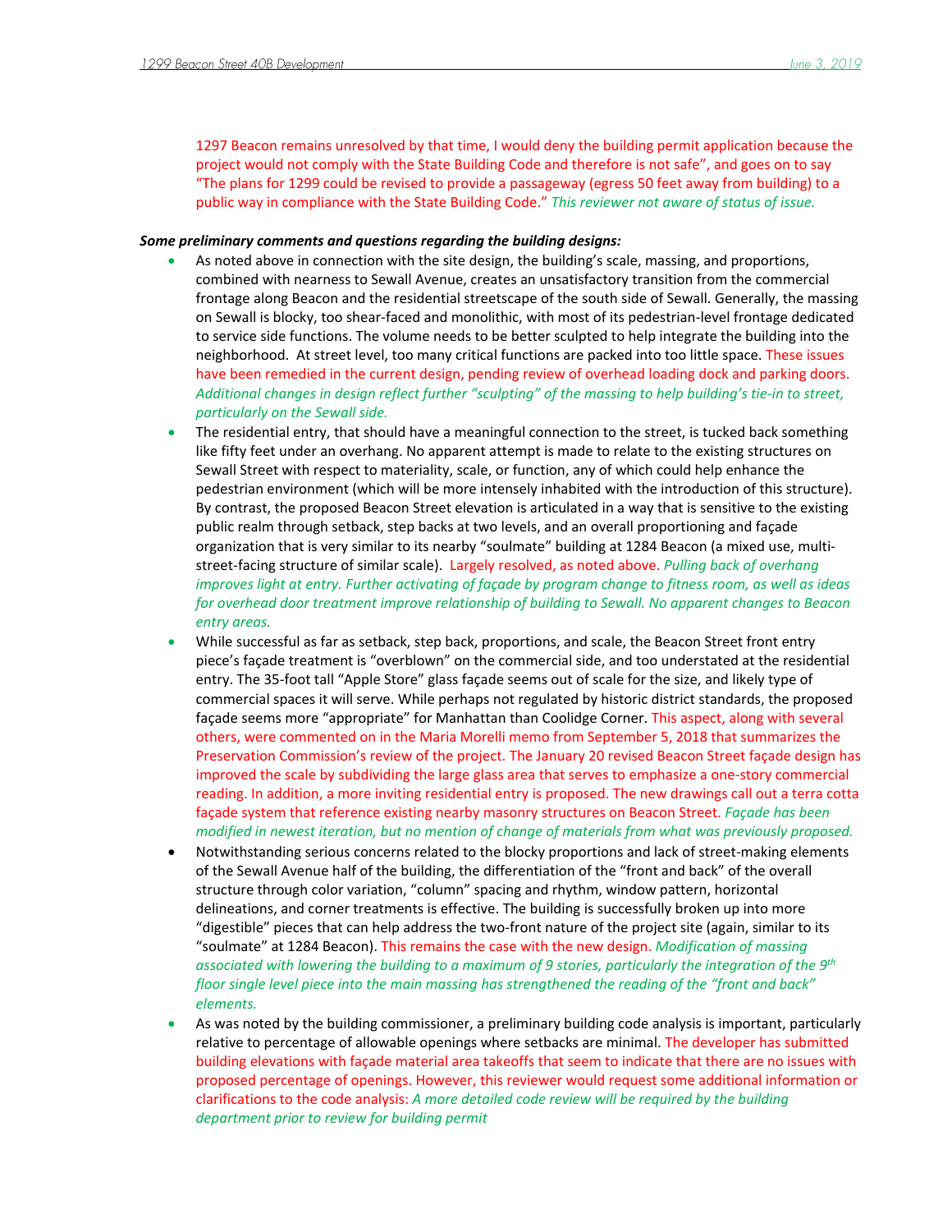1297 Beacon remains unresolved by that time, I would deny the building permit application because the project would not comply with the State Building Code and therefore is not safe", and goes on to say "The plans for 1299 could be revised to provide a passageway (egress 50 feet away from building) to a public way in compliance with the State Building Code." *This reviewer not aware of status of issue.*

***Some preliminary comments and questions regarding the building designs:***

- As noted above in connection with the site design, the building's scale, massing, and proportions, combined with nearness to Sewall Avenue, creates an unsatisfactory transition from the commercial frontage along Beacon and the residential streetscape of the south side of Sewall. Generally, the massing on Sewall is blocky, too shear-faced and monolithic, with most of its pedestrian-level frontage dedicated to service side functions. The volume needs to be better sculpted to help integrate the building into the neighborhood. At street level, too many critical functions are packed into too little space. These issues have been remedied in the current design, pending review of overhead loading dock and parking doors. *Additional changes in design reflect further "sculpting" of the massing to help building's tie-in to street, particularly on the Sewall side.*
- The residential entry, that should have a meaningful connection to the street, is tucked back something like fifty feet under an overhang. No apparent attempt is made to relate to the existing structures on Sewall Street with respect to materiality, scale, or function, any of which could help enhance the pedestrian environment (which will be more intensely inhabited with the introduction of this structure). By contrast, the proposed Beacon Street elevation is articulated in a way that is sensitive to the existing public realm through setback, step backs at two levels, and an overall proportioning and façade organization that is very similar to its nearby "soulmate" building at 1284 Beacon (a mixed use, multi-street-facing structure of similar scale). Largely resolved, as noted above. *Pulling back of overhang improves light at entry. Further activating of façade by program change to fitness room, as well as ideas for overhead door treatment improve relationship of building to Sewall. No apparent changes to Beacon entry areas.*
- While successful as far as setback, step back, proportions, and scale, the Beacon Street front entry piece's façade treatment is "overblown" on the commercial side, and too understated at the residential entry. The 35-foot tall "Apple Store" glass façade seems out of scale for the size, and likely type of commercial spaces it will serve. While perhaps not regulated by historic district standards, the proposed façade seems more "appropriate" for Manhattan than Coolidge Corner. This aspect, along with several others, were commented on in the Maria Morelli memo from September 5, 2018 that summarizes the Preservation Commission's review of the project. The January 20 revised Beacon Street façade design has improved the scale by subdividing the large glass area that serves to emphasize a one-story commercial reading. In addition, a more inviting residential entry is proposed. The new drawings call out a terra cotta façade system that reference existing nearby masonry structures on Beacon Street. *Façade has been modified in newest iteration, but no mention of change of materials from what was previously proposed.*
- Notwithstanding serious concerns related to the blocky proportions and lack of street-making elements of the Sewall Avenue half of the building, the differentiation of the "front and back" of the overall structure through color variation, "column" spacing and rhythm, window pattern, horizontal delineations, and corner treatments is effective. The building is successfully broken up into more "digestible" pieces that can help address the two-front nature of the project site (again, similar to its "soulmate" at 1284 Beacon). This remains the case with the new design. *Modification of massing associated with lowering the building to a maximum of 9 stories, particularly the integration of the 9th floor single level piece into the main massing has strengthened the reading of the "front and back" elements.*
- As was noted by the building commissioner, a preliminary building code analysis is important, particularly relative to percentage of allowable openings where setbacks are minimal. The developer has submitted building elevations with façade material area takeoffs that seem to indicate that there are no issues with proposed percentage of openings. However, this reviewer would request some additional information or clarifications to the code analysis: *A more detailed code review will be required by the building department prior to review for building permit*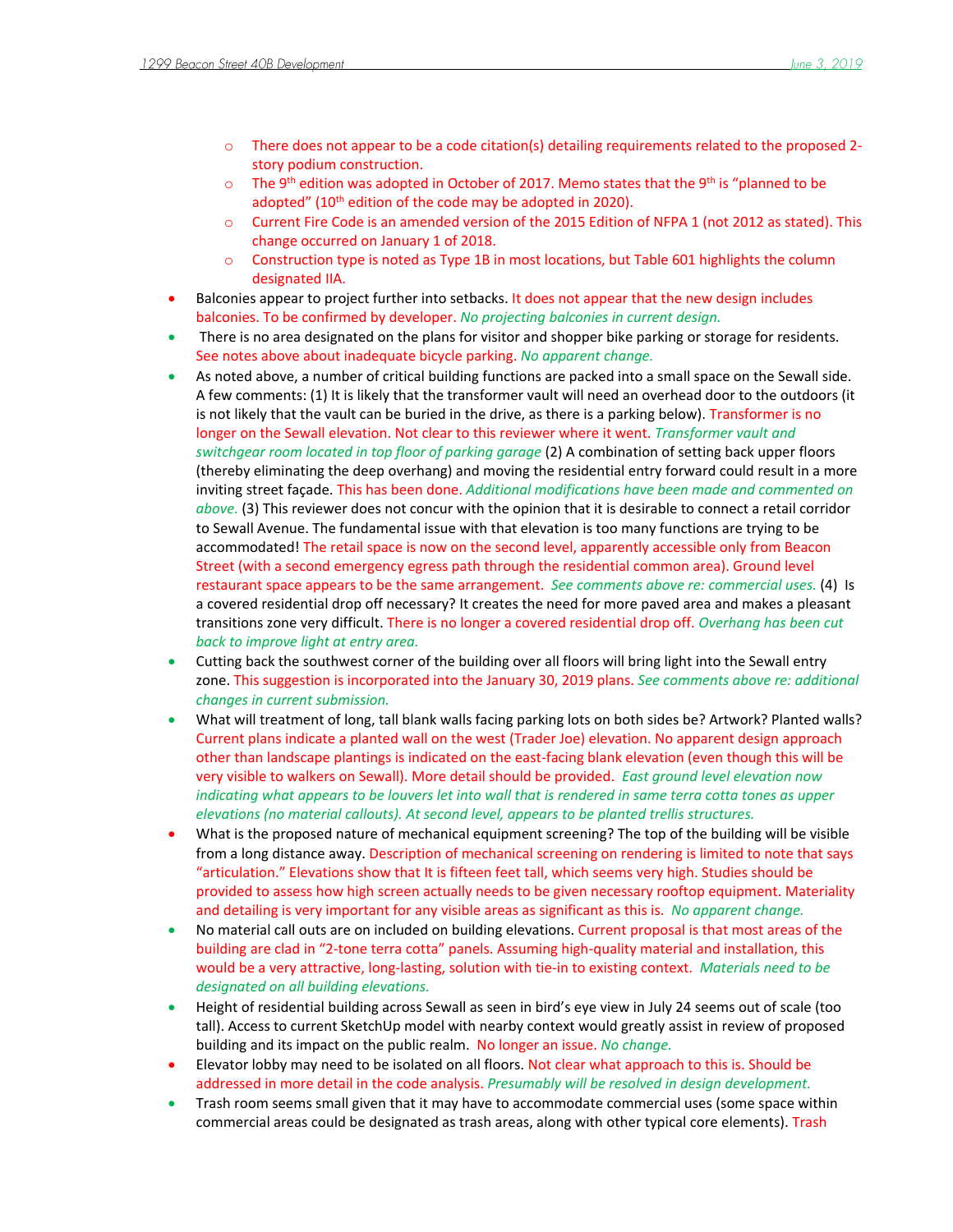- There does not appear to be a code citation(s) detailing requirements related to the proposed 2-story podium construction.
  - The 9th edition was adopted in October of 2017. Memo states that the 9th is "planned to be adopted" (10th edition of the code may be adopted in 2020).
  - Current Fire Code is an amended version of the 2015 Edition of NFPA 1 (not 2012 as stated). This change occurred on January 1 of 2018.
  - Construction type is noted as Type 1B in most locations, but Table 601 highlights the column designated IIA.
- Balconies appear to project further into setbacks. It does not appear that the new design includes balconies. To be confirmed by developer. *No projecting balconies in current design.*
- There is no area designated on the plans for visitor and shopper bike parking or storage for residents. See notes above about inadequate bicycle parking. *No apparent change.*
- As noted above, a number of critical building functions are packed into a small space on the Sewall side. A few comments: (1) It is likely that the transformer vault will need an overhead door to the outdoors (it is not likely that the vault can be buried in the drive, as there is a parking below). Transformer is no longer on the Sewall elevation. Not clear to this reviewer where it went. *Transformer vault and switchgear room located in top floor of parking garage* (2) A combination of setting back upper floors (thereby eliminating the deep overhang) and moving the residential entry forward could result in a more inviting street façade. This has been done. *Additional modifications have been made and commented on above.* (3) This reviewer does not concur with the opinion that it is desirable to connect a retail corridor to Sewall Avenue. The fundamental issue with that elevation is too many functions are trying to be accommodated! The retail space is now on the second level, apparently accessible only from Beacon Street (with a second emergency egress path through the residential common area). Ground level restaurant space appears to be the same arrangement. *See comments above re: commercial uses.* (4) Is a covered residential drop off necessary? It creates the need for more paved area and makes a pleasant transitions zone very difficult. There is no longer a covered residential drop off. *Overhang has been cut back to improve light at entry area.*
- Cutting back the southwest corner of the building over all floors will bring light into the Sewall entry zone. This suggestion is incorporated into the January 30, 2019 plans. *See comments above re: additional changes in current submission.*
- What will treatment of long, tall blank walls facing parking lots on both sides be? Artwork? Planted walls? Current plans indicate a planted wall on the west (Trader Joe) elevation. No apparent design approach other than landscape plantings is indicated on the east-facing blank elevation (even though this will be very visible to walkers on Sewall). More detail should be provided. *East ground level elevation now indicating what appears to be louvers let into wall that is rendered in same terra cotta tones as upper elevations (no material callouts). At second level, appears to be planted trellis structures.*
- What is the proposed nature of mechanical equipment screening? The top of the building will be visible from a long distance away. Description of mechanical screening on rendering is limited to note that says "articulation." Elevations show that It is fifteen feet tall, which seems very high. Studies should be provided to assess how high screen actually needs to be given necessary rooftop equipment. Materiality and detailing is very important for any visible areas as significant as this is. *No apparent change.*
- No material call outs are on included on building elevations. Current proposal is that most areas of the building are clad in "2-tone terra cotta" panels. Assuming high-quality material and installation, this would be a very attractive, long-lasting, solution with tie-in to existing context. *Materials need to be designated on all building elevations.*
- Height of residential building across Sewall as seen in bird's eye view in July 24 seems out of scale (too tall). Access to current SketchUp model with nearby context would greatly assist in review of proposed building and its impact on the public realm. No longer an issue. *No change.*
- Elevator lobby may need to be isolated on all floors. Not clear what approach to this is. Should be addressed in more detail in the code analysis. *Presumably will be resolved in design development.*
- Trash room seems small given that it may have to accommodate commercial uses (some space within commercial areas could be designated as trash areas, along with other typical core elements). Trash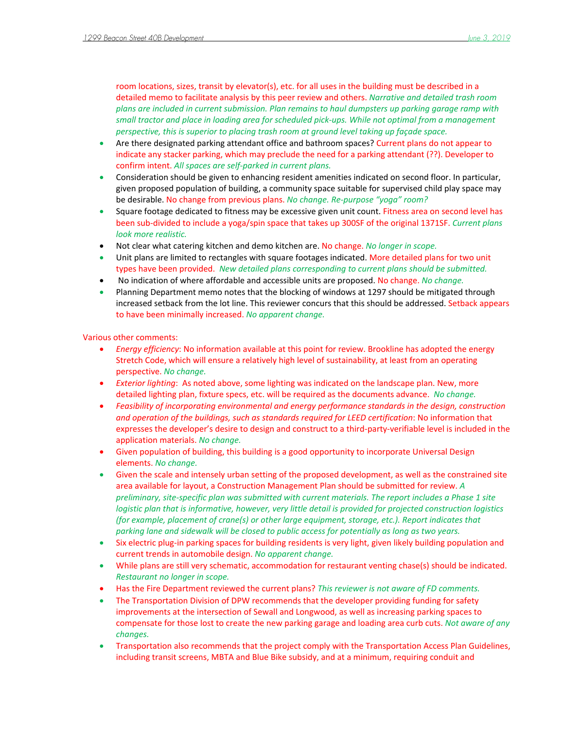room locations, sizes, transit by elevator(s), etc. for all uses in the building must be described in a detailed memo to facilitate analysis by this peer review and others. *Narrative and detailed trash room plans are included in current submission. Plan remains to haul dumpsters up parking garage ramp with small tractor and place in loading area for scheduled pick-ups. While not optimal from a management perspective, this is superior to placing trash room at ground level taking up façade space.*

- Are there designated parking attendant office and bathroom spaces? Current plans do not appear to indicate any stacker parking, which may preclude the need for a parking attendant (??). Developer to confirm intent. *All spaces are self-parked in current plans.*
- Consideration should be given to enhancing resident amenities indicated on second floor. In particular, given proposed population of building, a community space suitable for supervised child play space may be desirable. No change from previous plans. *No change. Re-purpose "yoga" room?*
- Square footage dedicated to fitness may be excessive given unit count. Fitness area on second level has been sub-divided to include a yoga/spin space that takes up 300SF of the original 1371SF. *Current plans look more realistic.*
- Not clear what catering kitchen and demo kitchen are. No change. *No longer in scope.*
- Unit plans are limited to rectangles with square footages indicated. More detailed plans for two unit types have been provided. *New detailed plans corresponding to current plans should be submitted.*
- No indication of where affordable and accessible units are proposed. No change. *No change.*
- Planning Department memo notes that the blocking of windows at 1297 should be mitigated through increased setback from the lot line. This reviewer concurs that this should be addressed. Setback appears to have been minimally increased. *No apparent change.*

Various other comments:

- *Energy efficiency*: No information available at this point for review. Brookline has adopted the energy Stretch Code, which will ensure a relatively high level of sustainability, at least from an operating perspective. *No change.*
- *Exterior lighting*: As noted above, some lighting was indicated on the landscape plan. New, more detailed lighting plan, fixture specs, etc. will be required as the documents advance. *No change.*
- *Feasibility of incorporating environmental and energy performance standards in the design, construction and operation of the buildings, such as standards required for LEED certification*: No information that expresses the developer's desire to design and construct to a third-party-verifiable level is included in the application materials. *No change.*
- Given population of building, this building is a good opportunity to incorporate Universal Design elements. *No change.*
- Given the scale and intensely urban setting of the proposed development, as well as the constrained site area available for layout, a Construction Management Plan should be submitted for review. *A preliminary, site-specific plan was submitted with current materials. The report includes a Phase 1 site logistic plan that is informative, however, very little detail is provided for projected construction logistics (for example, placement of crane(s) or other large equipment, storage, etc.). Report indicates that parking lane and sidewalk will be closed to public access for potentially as long as two years.*
- Six electric plug-in parking spaces for building residents is very light, given likely building population and current trends in automobile design. *No apparent change.*
- While plans are still very schematic, accommodation for restaurant venting chase(s) should be indicated. *Restaurant no longer in scope.*
- Has the Fire Department reviewed the current plans? *This reviewer is not aware of FD comments.*
- The Transportation Division of DPW recommends that the developer providing funding for safety improvements at the intersection of Sewall and Longwood, as well as increasing parking spaces to compensate for those lost to create the new parking garage and loading area curb cuts. *Not aware of any changes.*
- Transportation also recommends that the project comply with the Transportation Access Plan Guidelines, including transit screens, MBTA and Blue Bike subsidy, and at a minimum, requiring conduit and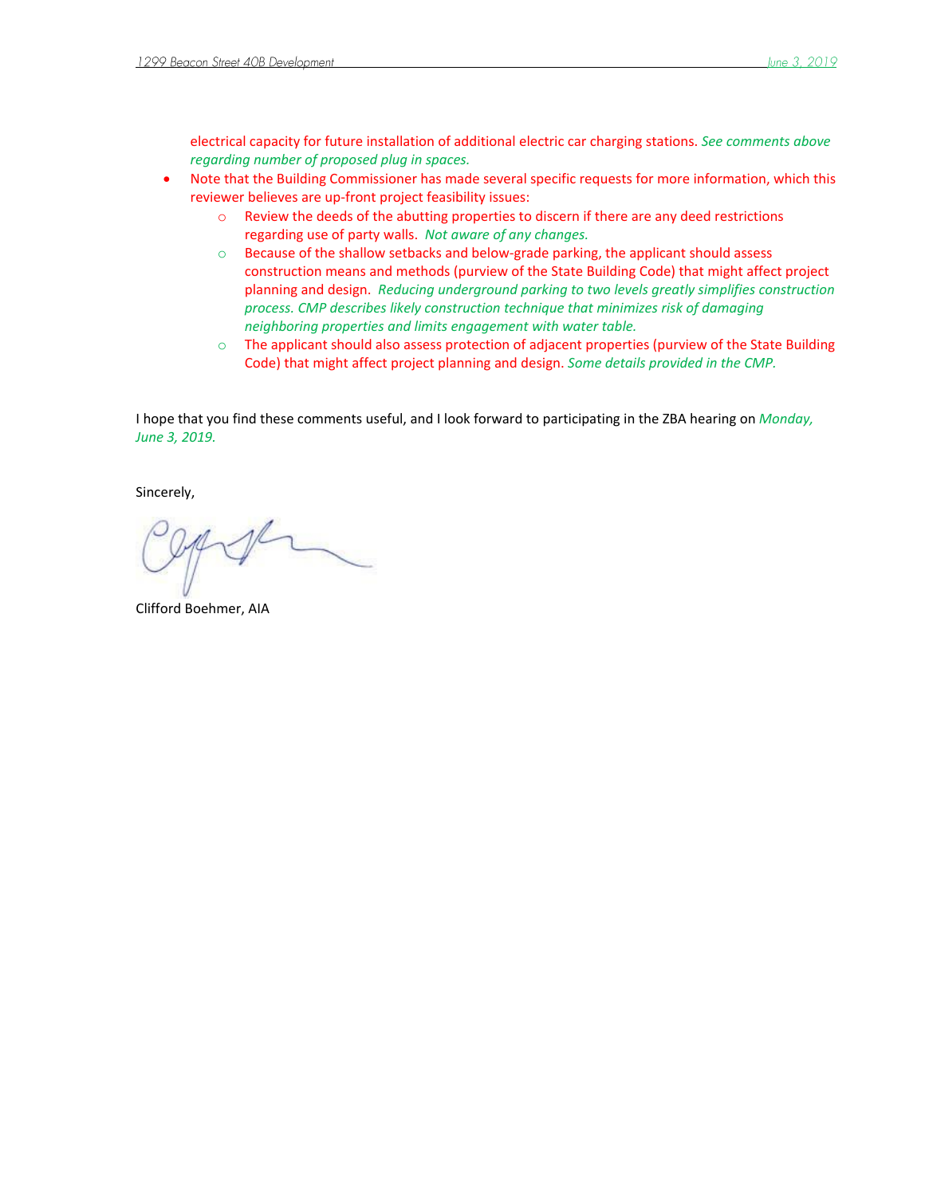electrical capacity for future installation of additional electric car charging stations. *See comments above regarding number of proposed plug in spaces.*

- Note that the Building Commissioner has made several specific requests for more information, which this reviewer believes are up-front project feasibility issues:
    - Review the deeds of the abutting properties to discern if there are any deed restrictions regarding use of party walls. *Not aware of any changes.*
    - Because of the shallow setbacks and below-grade parking, the applicant should assess construction means and methods (purview of the State Building Code) that might affect project planning and design. *Reducing underground parking to two levels greatly simplifies construction process. CMP describes likely construction technique that minimizes risk of damaging neighboring properties and limits engagement with water table.*
    - The applicant should also assess protection of adjacent properties (purview of the State Building Code) that might affect project planning and design. *Some details provided in the CMP.*

I hope that you find these comments useful, and I look forward to participating in the ZBA hearing on *Monday, June 3, 2019.*

Sincerely,

Clifford Boehmer, AIA